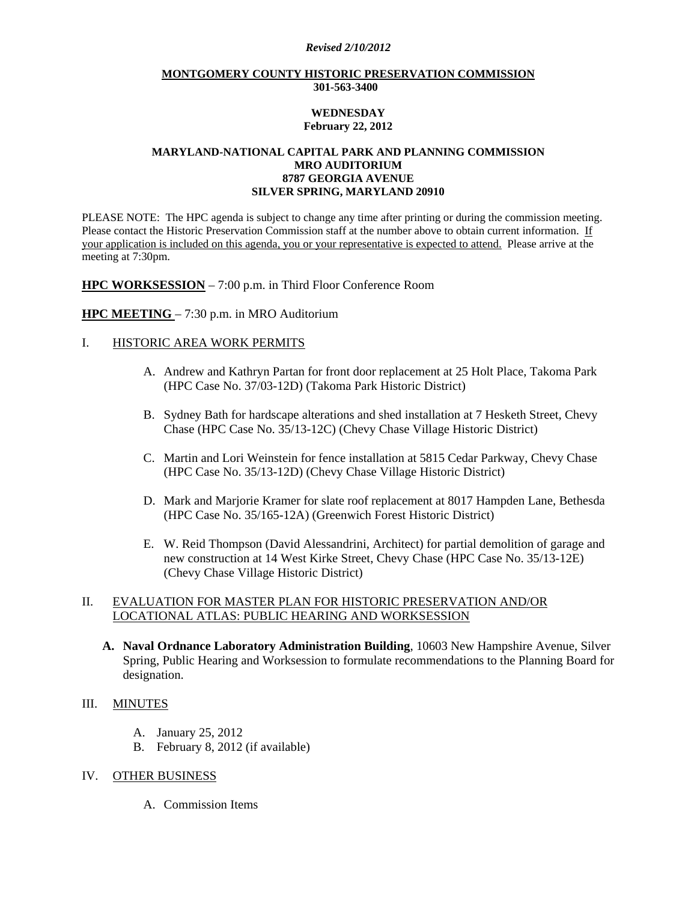*Revised 2/10/2012*

**MONTGOMERY COUNTY HISTORIC PRESERVATION COMMISSION**
**301-563-3400**

**WEDNESDAY**
**February 22, 2012**

**MARYLAND-NATIONAL CAPITAL PARK AND PLANNING COMMISSION**
**MRO AUDITORIUM**
**8787 GEORGIA AVENUE**
**SILVER SPRING, MARYLAND 20910**

PLEASE NOTE: The HPC agenda is subject to change any time after printing or during the commission meeting. Please contact the Historic Preservation Commission staff at the number above to obtain current information. If your application is included on this agenda, you or your representative is expected to attend. Please arrive at the meeting at 7:30pm.

**HPC WORKSESSION** – 7:00 p.m. in Third Floor Conference Room

**HPC MEETING** – 7:30 p.m. in MRO Auditorium

I. HISTORIC AREA WORK PERMITS

A. Andrew and Kathryn Partan for front door replacement at 25 Holt Place, Takoma Park (HPC Case No. 37/03-12D) (Takoma Park Historic District)

B. Sydney Bath for hardscape alterations and shed installation at 7 Hesketh Street, Chevy Chase (HPC Case No. 35/13-12C) (Chevy Chase Village Historic District)

C. Martin and Lori Weinstein for fence installation at 5815 Cedar Parkway, Chevy Chase (HPC Case No. 35/13-12D) (Chevy Chase Village Historic District)

D. Mark and Marjorie Kramer for slate roof replacement at 8017 Hampden Lane, Bethesda (HPC Case No. 35/165-12A) (Greenwich Forest Historic District)

E. W. Reid Thompson (David Alessandrini, Architect) for partial demolition of garage and new construction at 14 West Kirke Street, Chevy Chase (HPC Case No. 35/13-12E) (Chevy Chase Village Historic District)

II. EVALUATION FOR MASTER PLAN FOR HISTORIC PRESERVATION AND/OR LOCATIONAL ATLAS: PUBLIC HEARING AND WORKSESSION

**A. Naval Ordnance Laboratory Administration Building**, 10603 New Hampshire Avenue, Silver Spring, Public Hearing and Worksession to formulate recommendations to the Planning Board for designation.

III. MINUTES

A. January 25, 2012
B. February 8, 2012 (if available)

IV. OTHER BUSINESS

A. Commission Items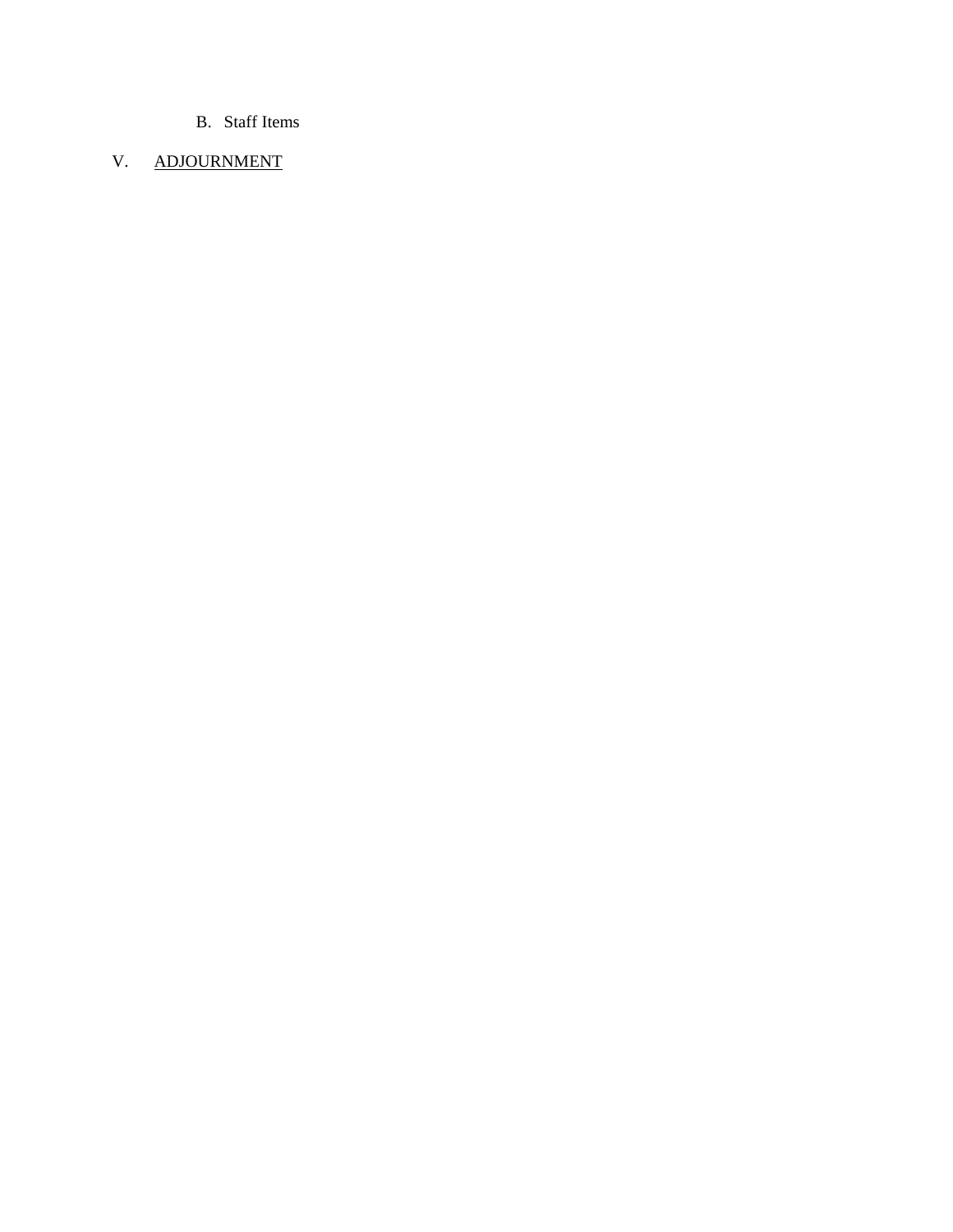B. Staff Items

V. <u>ADJOURNMENT</u>